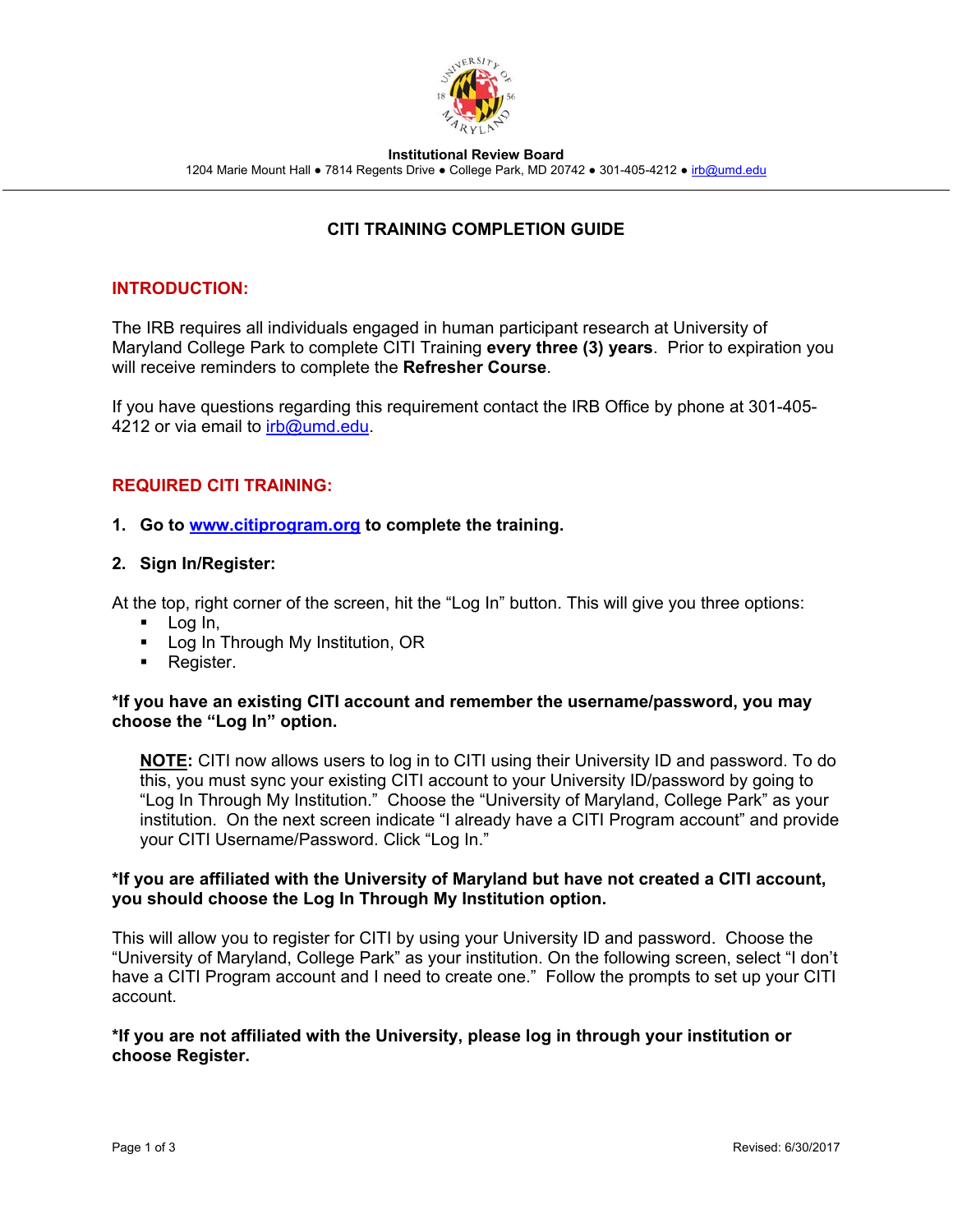**Institutional Review Board**

1204 Marie Mount Hall ● 7814 Regents Drive ● College Park, MD 20742 ● 301-405-4212 ● irb@umd.edu

# CITI TRAINING COMPLETION GUIDE

## INTRODUCTION:

The IRB requires all individuals engaged in human participant research at University of Maryland College Park to complete CITI Training **every three (3) years**. Prior to expiration you will receive reminders to complete the **Refresher Course**.

If you have questions regarding this requirement contact the IRB Office by phone at 301-405-4212 or via email to irb@umd.edu.

## REQUIRED CITI TRAINING:

1. **Go to www.citiprogram.org to complete the training.**

2. **Sign In/Register:**

At the top, right corner of the screen, hit the "Log In" button. This will give you three options:

- Log In,
- Log In Through My Institution, OR
- Register.

**\*If you have an existing CITI account and remember the username/password, you may choose the "Log In" option.**

> **NOTE:** CITI now allows users to log in to CITI using their University ID and password. To do this, you must sync your existing CITI account to your University ID/password by going to "Log In Through My Institution." Choose the "University of Maryland, College Park" as your institution. On the next screen indicate "I already have a CITI Program account" and provide your CITI Username/Password. Click "Log In."

**\*If you are affiliated with the University of Maryland but have not created a CITI account, you should choose the Log In Through My Institution option.**

This will allow you to register for CITI by using your University ID and password. Choose the "University of Maryland, College Park" as your institution. On the following screen, select "I don't have a CITI Program account and I need to create one." Follow the prompts to set up your CITI account.

**\*If you are not affiliated with the University, please log in through your institution or choose Register.**

Revised: 6/30/2017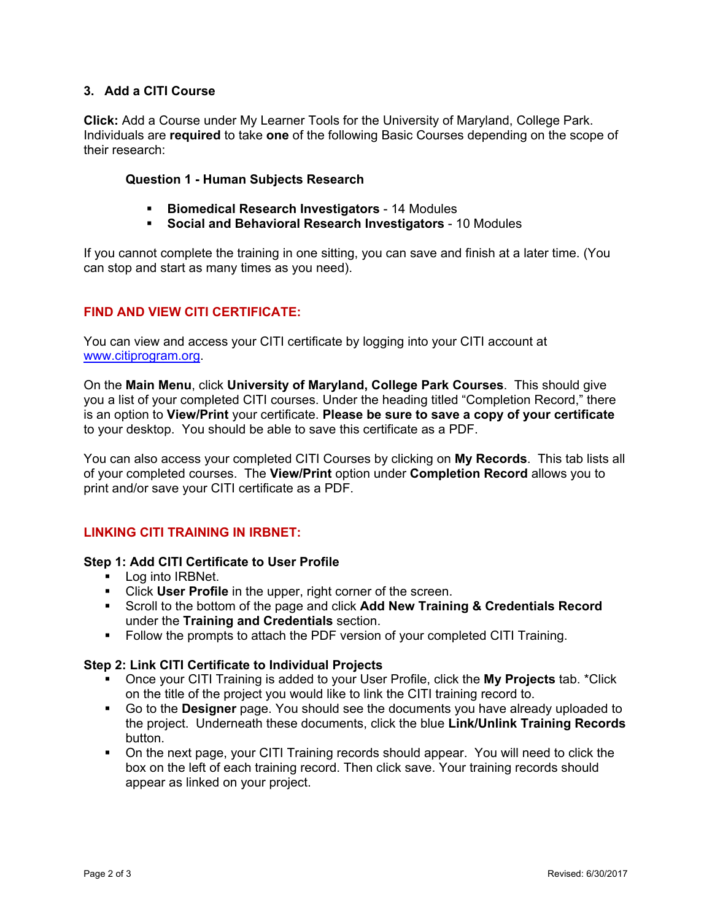### 3. Add a CITI Course

**Click:** Add a Course under My Learner Tools for the University of Maryland, College Park. Individuals are **required** to take **one** of the following Basic Courses depending on the scope of their research:

**Question 1 - Human Subjects Research**

- **Biomedical Research Investigators** - 14 Modules
- **Social and Behavioral Research Investigators** - 10 Modules

If you cannot complete the training in one sitting, you can save and finish at a later time. (You can stop and start as many times as you need).

## FIND AND VIEW CITI CERTIFICATE:

You can view and access your CITI certificate by logging into your CITI account at www.citiprogram.org.

On the **Main Menu**, click **University of Maryland, College Park Courses**. This should give you a list of your completed CITI courses. Under the heading titled "Completion Record," there is an option to **View/Print** your certificate. **Please be sure to save a copy of your certificate** to your desktop. You should be able to save this certificate as a PDF.

You can also access your completed CITI Courses by clicking on **My Records**. This tab lists all of your completed courses. The **View/Print** option under **Completion Record** allows you to print and/or save your CITI certificate as a PDF.

## LINKING CITI TRAINING IN IRBNET:

**Step 1: Add CITI Certificate to User Profile**

- Log into IRBNet.
- Click **User Profile** in the upper, right corner of the screen.
- Scroll to the bottom of the page and click **Add New Training & Credentials Record** under the **Training and Credentials** section.
- Follow the prompts to attach the PDF version of your completed CITI Training.

**Step 2: Link CITI Certificate to Individual Projects**

- Once your CITI Training is added to your User Profile, click the **My Projects** tab. *Click on the title of the project you would like to link the CITI training record to.
- Go to the **Designer** page. You should see the documents you have already uploaded to the project. Underneath these documents, click the blue **Link/Unlink Training Records** button.
- On the next page, your CITI Training records should appear. You will need to click the box on the left of each training record. Then click save. Your training records should appear as linked on your project.

Revised: 6/30/2017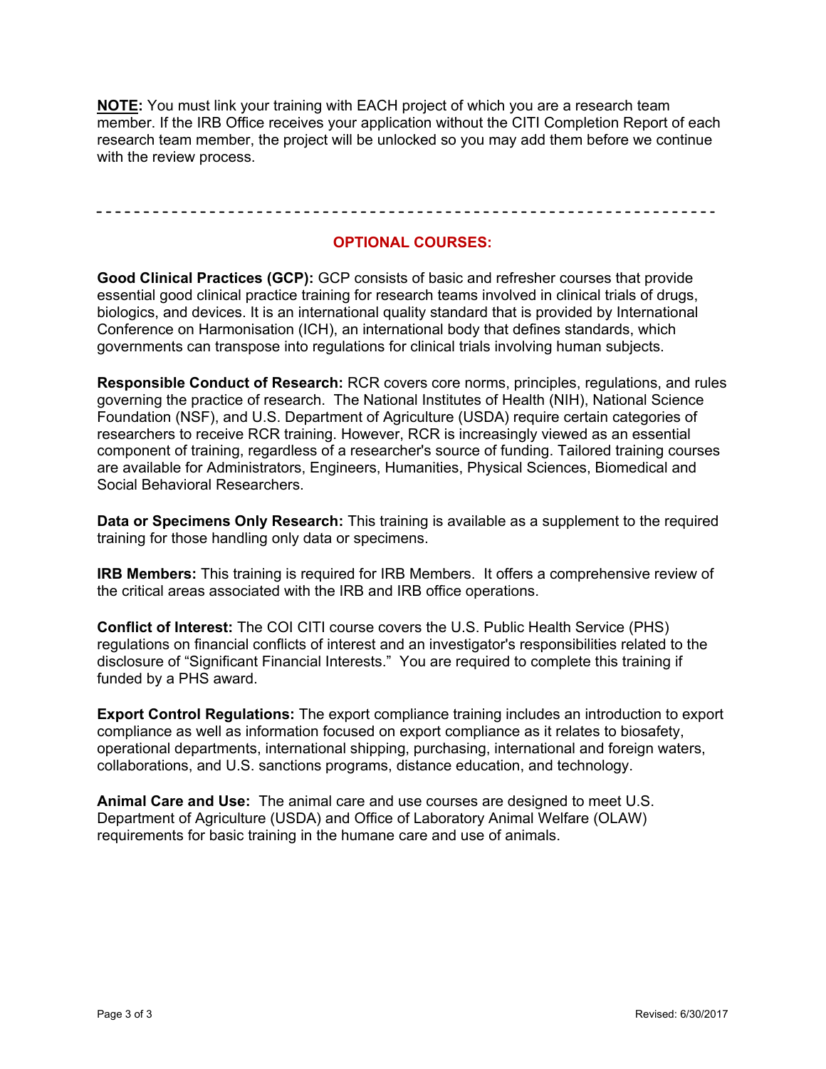**NOTE:** You must link your training with EACH project of which you are a research team member. If the IRB Office receives your application without the CITI Completion Report of each research team member, the project will be unlocked so you may add them before we continue with the review process.

---

## OPTIONAL COURSES:

**Good Clinical Practices (GCP):** GCP consists of basic and refresher courses that provide essential good clinical practice training for research teams involved in clinical trials of drugs, biologics, and devices. It is an international quality standard that is provided by International Conference on Harmonisation (ICH), an international body that defines standards, which governments can transpose into regulations for clinical trials involving human subjects.

**Responsible Conduct of Research:** RCR covers core norms, principles, regulations, and rules governing the practice of research. The National Institutes of Health (NIH), National Science Foundation (NSF), and U.S. Department of Agriculture (USDA) require certain categories of researchers to receive RCR training. However, RCR is increasingly viewed as an essential component of training, regardless of a researcher's source of funding. Tailored training courses are available for Administrators, Engineers, Humanities, Physical Sciences, Biomedical and Social Behavioral Researchers.

**Data or Specimens Only Research:** This training is available as a supplement to the required training for those handling only data or specimens.

**IRB Members:** This training is required for IRB Members. It offers a comprehensive review of the critical areas associated with the IRB and IRB office operations.

**Conflict of Interest:** The COI CITI course covers the U.S. Public Health Service (PHS) regulations on financial conflicts of interest and an investigator's responsibilities related to the disclosure of "Significant Financial Interests." You are required to complete this training if funded by a PHS award.

**Export Control Regulations:** The export compliance training includes an introduction to export compliance as well as information focused on export compliance as it relates to biosafety, operational departments, international shipping, purchasing, international and foreign waters, collaborations, and U.S. sanctions programs, distance education, and technology.

**Animal Care and Use:** The animal care and use courses are designed to meet U.S. Department of Agriculture (USDA) and Office of Laboratory Animal Welfare (OLAW) requirements for basic training in the humane care and use of animals.

Revised: 6/30/2017